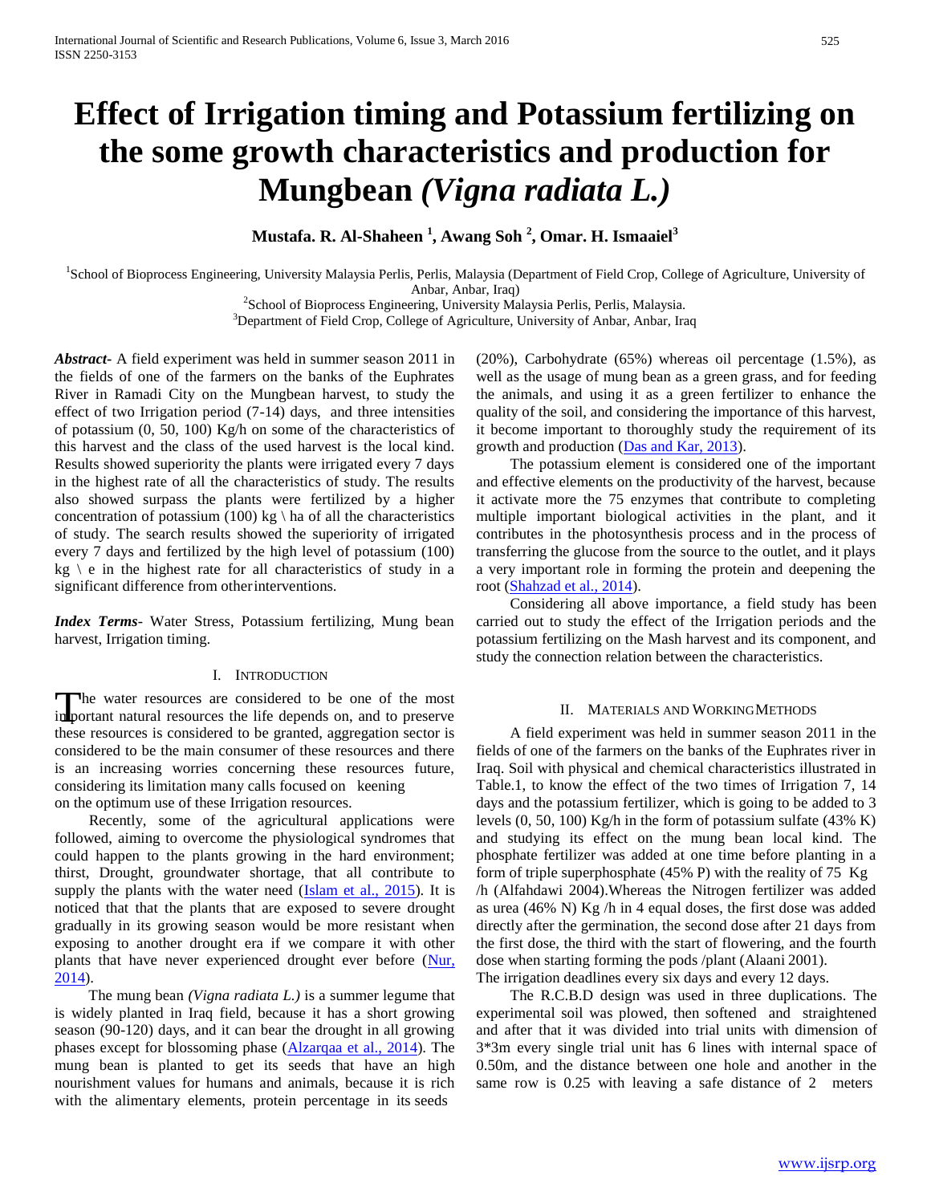# Effect of Irrigation timing and Potassium fertilizing on the some growth characteristics and production for Mungbean *(Vigna radiata L.)*

**Mustafa. R. Al-Shaheen [1], Awang Soh [2], Omar. H. Ismaaiel[3]**

[1]School of Bioprocess Engineering, University Malaysia Perlis, Perlis, Malaysia (Department of Field Crop, College of Agriculture, University of Anbar, Anbar, Iraq)

[2]School of Bioprocess Engineering, University Malaysia Perlis, Perlis, Malaysia.

[3]Department of Field Crop, College of Agriculture, University of Anbar, Anbar, Iraq

***Abstract-*** A field experiment was held in summer season 2011 in the fields of one of the farmers on the banks of the Euphrates River in Ramadi City on the Mungbean harvest, to study the effect of two Irrigation period (7-14) days, and three intensities of potassium (0, 50, 100) Kg/h on some of the characteristics of this harvest and the class of the used harvest is the local kind. Results showed superiority the plants were irrigated every 7 days in the highest rate of all the characteristics of study. The results also showed surpass the plants were fertilized by a higher concentration of potassium (100) kg \ ha of all the characteristics of study. The search results showed the superiority of irrigated every 7 days and fertilized by the high level of potassium (100) kg \ e in the highest rate for all characteristics of study in a significant difference from other interventions.

***Index Terms***- Water Stress, Potassium fertilizing, Mung bean harvest, Irrigation timing.

## I. Introduction

The water resources are considered to be one of the most important natural resources the life depends on, and to preserve these resources is considered to be granted, aggregation sector is considered to be the main consumer of these resources and there is an increasing worries concerning these resources future, considering its limitation many calls focused on keening on the optimum use of these Irrigation resources.

Recently, some of the agricultural applications were followed, aiming to overcome the physiological syndromes that could happen to the plants growing in the hard environment; thirst, Drought, groundwater shortage, that all contribute to supply the plants with the water need (Islam et al., 2015). It is noticed that that the plants that are exposed to severe drought gradually in its growing season would be more resistant when exposing to another drought era if we compare it with other plants that have never experienced drought ever before (Nur, 2014).

The mung bean *(Vigna radiata L.)* is a summer legume that is widely planted in Iraq field, because it has a short growing season (90-120) days, and it can bear the drought in all growing phases except for blossoming phase (Alzarqaa et al., 2014). The mung bean is planted to get its seeds that have an high nourishment values for humans and animals, because it is rich with the alimentary elements, protein percentage in its seeds (20%), Carbohydrate (65%) whereas oil percentage (1.5%), as well as the usage of mung bean as a green grass, and for feeding the animals, and using it as a green fertilizer to enhance the quality of the soil, and considering the importance of this harvest, it become important to thoroughly study the requirement of its growth and production (Das and Kar, 2013).

The potassium element is considered one of the important and effective elements on the productivity of the harvest, because it activate more the 75 enzymes that contribute to completing multiple important biological activities in the plant, and it contributes in the photosynthesis process and in the process of transferring the glucose from the source to the outlet, and it plays a very important role in forming the protein and deepening the root (Shahzad et al., 2014).

Considering all above importance, a field study has been carried out to study the effect of the Irrigation periods and the potassium fertilizing on the Mash harvest and its component, and study the connection relation between the characteristics.

## II. Materials and Working Methods

A field experiment was held in summer season 2011 in the fields of one of the farmers on the banks of the Euphrates river in Iraq. Soil with physical and chemical characteristics illustrated in Table.1, to know the effect of the two times of Irrigation 7, 14 days and the potassium fertilizer, which is going to be added to 3 levels (0, 50, 100) Kg/h in the form of potassium sulfate (43% K) and studying its effect on the mung bean local kind. The phosphate fertilizer was added at one time before planting in a form of triple superphosphate (45% P) with the reality of 75 Kg /h (Alfahdawi 2004).Whereas the Nitrogen fertilizer was added as urea (46% N) Kg /h in 4 equal doses, the first dose was added directly after the germination, the second dose after 21 days from the first dose, the third with the start of flowering, and the fourth dose when starting forming the pods /plant (Alaani 2001).
The irrigation deadlines every six days and every 12 days.

The R.C.B.D design was used in three duplications. The experimental soil was plowed, then softened and straightened and after that it was divided into trial units with dimension of 3*3m every single trial unit has 6 lines with internal space of 0.50m, and the distance between one hole and another in the same row is 0.25 with leaving a safe distance of 2 meters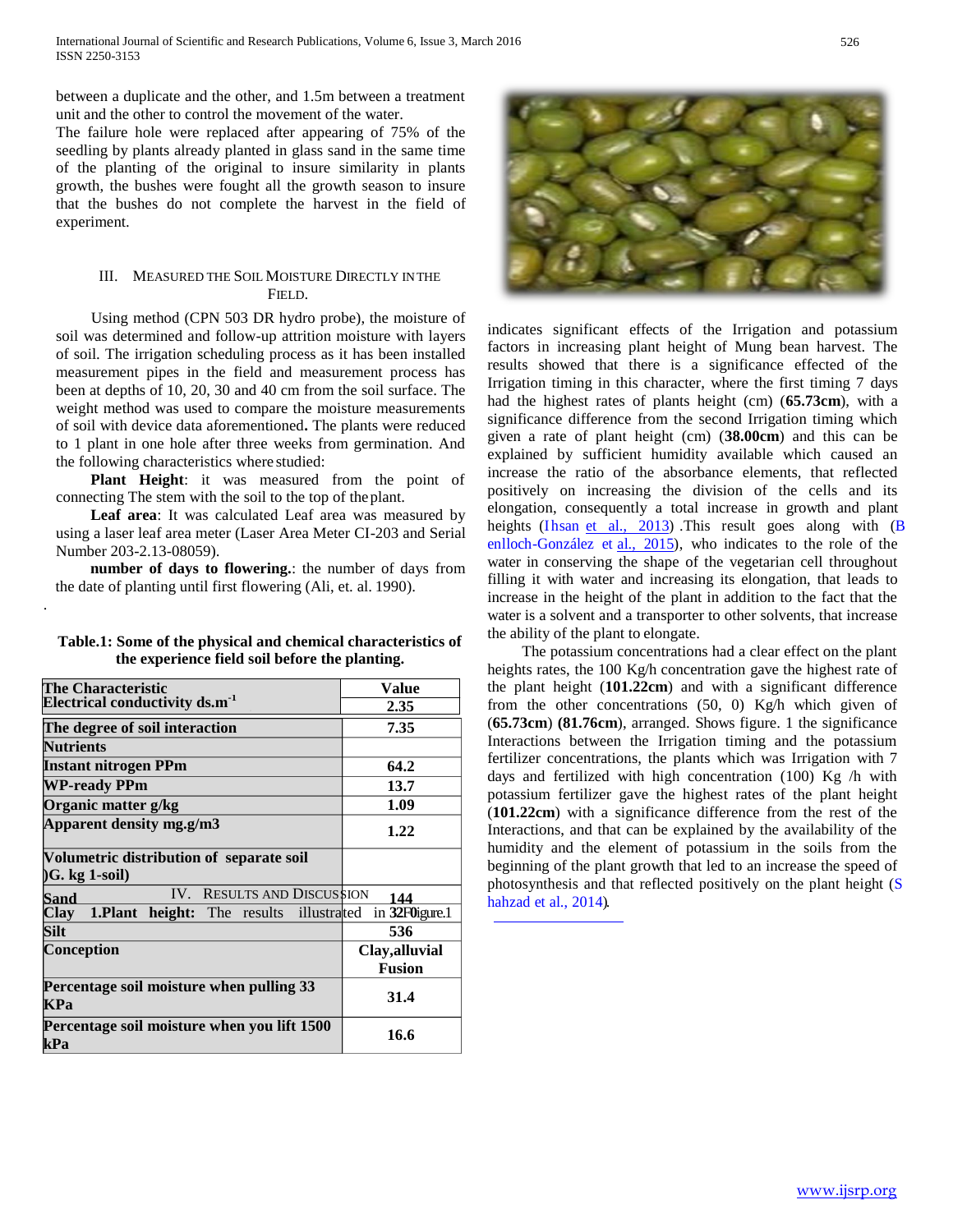between a duplicate and the other, and 1.5m between a treatment unit and the other to control the movement of the water.
The failure hole were replaced after appearing of 75% of the seedling by plants already planted in glass sand in the same time of the planting of the original to insure similarity in plants growth, the bushes were fought all the growth season to insure that the bushes do not complete the harvest in the field of experiment.

## III. Measured the Soil Moisture Directly in the Field.

Using method (CPN 503 DR hydro probe), the moisture of soil was determined and follow-up attrition moisture with layers of soil. The irrigation scheduling process as it has been installed measurement pipes in the field and measurement process has been at depths of 10, 20, 30 and 40 cm from the soil surface. The weight method was used to compare the moisture measurements of soil with device data aforementioned**.** The plants were reduced to 1 plant in one hole after three weeks from germination. And the following characteristics where studied:

**Plant Height**: it was measured from the point of connecting The stem with the soil to the top of the plant.

**Leaf area**: It was calculated Leaf area was measured by using a laser leaf area meter (Laser Area Meter CI-203 and Serial Number 203-2.13-08059).

**number of days to flowering.**: the number of days from the date of planting until first flowering (Ali, et. al. 1990).

**Table.1: Some of the physical and chemical characteristics of the experience field soil before the planting.**

| The Characteristic | Value |
|---|---|
| Electrical conductivity ds.m$^{-1}$ | 2.35 |
| The degree of soil interaction | 7.35 |
| Nutrients | |
| Instant nitrogen PPm | 64.2 |
| WP-ready PPm | 13.7 |
| Organic matter g/kg | 1.09 |
| Apparent density mg.g/m3 | 1.22 |
| Volumetric distribution of separate soil )G. kg 1-soil) | |
| Sand | 144 |
| Clay | 320 |
| Silt | 536 |
| Conception | Clay,alluvial Fusion |
| Percentage soil moisture when pulling 33 KPa | 31.4 |
| Percentage soil moisture when you lift 1500 kPa | 16.6 |

## IV. Results and Discussion

**1.Plant height:** The results illustrated in Figure.1 indicates significant effects of the Irrigation and potassium factors in increasing plant height of Mung bean harvest. The results showed that there is a significance effected of the Irrigation timing in this character, where the first timing 7 days had the highest rates of plants height (cm) (**65.73cm**), with a significance difference from the second Irrigation timing which given a rate of plant height (cm) (**38.00cm**) and this can be explained by sufficient humidity available which caused an increase the ratio of the absorbance elements, that reflected positively on increasing the division of the cells and its elongation, consequently a total increase in growth and plant heights (Ihsan et al., 2013) .This result goes along with (Benlloch-González et al., 2015), who indicates to the role of the water in conserving the shape of the vegetarian cell throughout filling it with water and increasing its elongation, that leads to increase in the height of the plant in addition to the fact that the water is a solvent and a transporter to other solvents, that increase the ability of the plant to elongate.

The potassium concentrations had a clear effect on the plant heights rates, the 100 Kg/h concentration gave the highest rate of the plant height (**101.22cm**) and with a significant difference from the other concentrations (50, 0) Kg/h which given of (**65.73cm**) **(81.76cm**), arranged. Shows figure. 1 the significance Interactions between the Irrigation timing and the potassium fertilizer concentrations, the plants which was Irrigation with 7 days and fertilized with high concentration (100) Kg /h with potassium fertilizer gave the highest rates of the plant height (**101.22cm**) with a significance difference from the rest of the Interactions, and that can be explained by the availability of the humidity and the element of potassium in the soils from the beginning of the plant growth that led to an increase the speed of photosynthesis and that reflected positively on the plant height (Shahzad et al., 2014).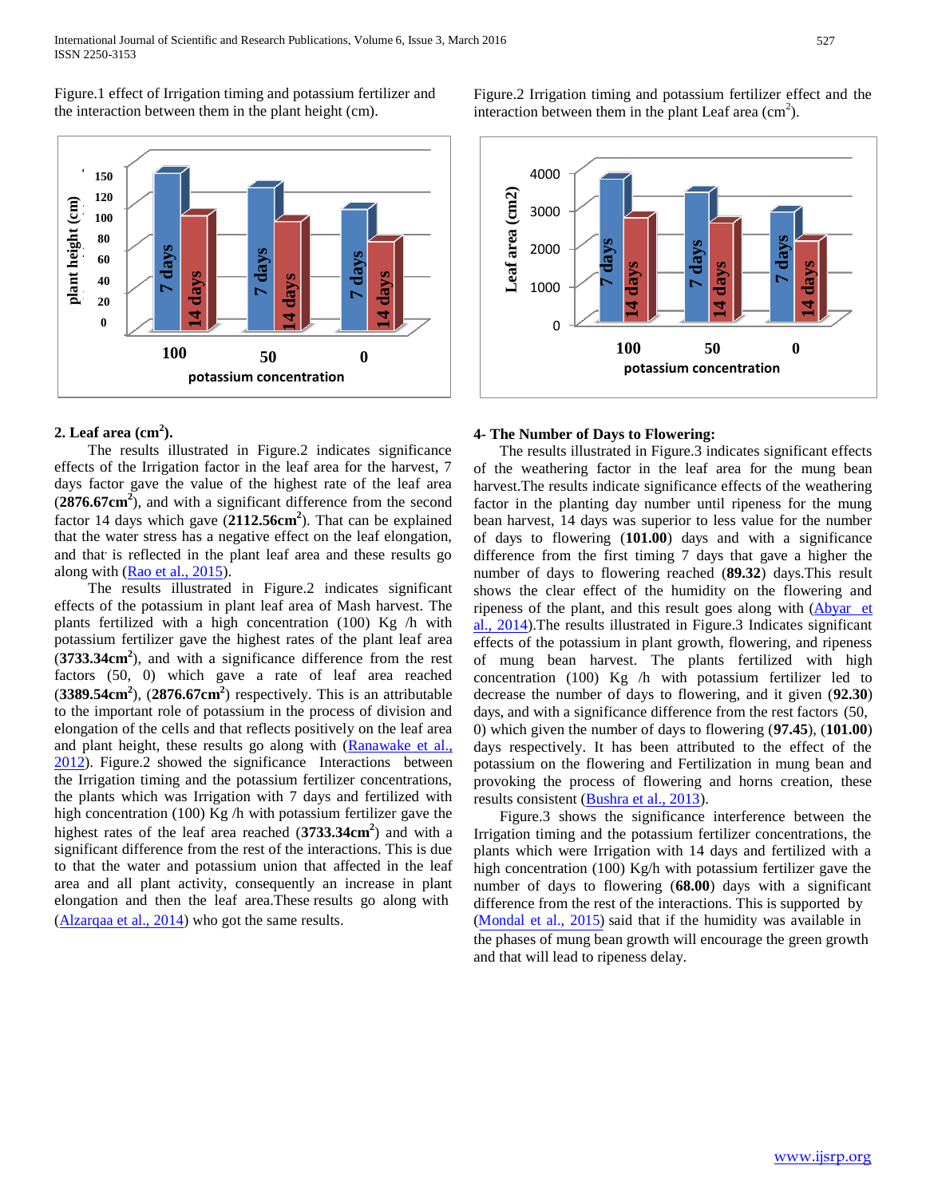Figure.1 effect of Irrigation timing and potassium fertilizer and the interaction between them in the plant height (cm).

Figure.2 Irrigation timing and potassium fertilizer effect and the interaction between them in the plant Leaf area (cm$^2$).

**2. Leaf area (cm$^2$).**

The results illustrated in Figure.2 indicates significance effects of the Irrigation factor in the leaf area for the harvest, 7 days factor gave the value of the highest rate of the leaf area (**2876.67cm$^2$**), and with a significant difference from the second factor 14 days which gave (**2112.56cm$^2$**). That can be explained that the water stress has a negative effect on the leaf elongation, and that is reflected in the plant leaf area and these results go along with (Rao et al., 2015).

The results illustrated in Figure.2 indicates significant effects of the potassium in plant leaf area of Mash harvest. The plants fertilized with a high concentration (100) Kg /h with potassium fertilizer gave the highest rates of the plant leaf area (**3733.34cm$^2$**), and with a significance difference from the rest factors (50, 0) which gave a rate of leaf area reached (**3389.54cm$^2$**), (**2876.67cm$^2$**) respectively. This is an attributable to the important role of potassium in the process of division and elongation of the cells and that reflects positively on the leaf area and plant height, these results go along with (Ranawake et al., 2012). Figure.2 showed the significance Interactions between the Irrigation timing and the potassium fertilizer concentrations, the plants which was Irrigation with 7 days and fertilized with high concentration (100) Kg /h with potassium fertilizer gave the highest rates of the leaf area reached (**3733.34cm$^2$**) and with a significant difference from the rest of the interactions. This is due to that the water and potassium union that affected in the leaf area and all plant activity, consequently an increase in plant elongation and then the leaf area.These results go along with (Alzarqaa et al., 2014) who got the same results.

**4- The Number of Days to Flowering:**

The results illustrated in Figure.3 indicates significant effects of the weathering factor in the leaf area for the mung bean harvest.The results indicate significance effects of the weathering factor in the planting day number until ripeness for the mung bean harvest, 14 days was superior to less value for the number of days to flowering (**101.00**) days and with a significance difference from the first timing 7 days that gave a higher the number of days to flowering reached (**89.32**) days.This result shows the clear effect of the humidity on the flowering and ripeness of the plant, and this result goes along with (Abyar et al., 2014).The results illustrated in Figure.3 Indicates significant effects of the potassium in plant growth, flowering, and ripeness of mung bean harvest. The plants fertilized with high concentration (100) Kg /h with potassium fertilizer led to decrease the number of days to flowering, and it given (**92.30**) days, and with a significance difference from the rest factors (50, 0) which given the number of days to flowering (**97.45**), (**101.00**) days respectively. It has been attributed to the effect of the potassium on the flowering and Fertilization in mung bean and provoking the process of flowering and horns creation, these results consistent (Bushra et al., 2013).

Figure.3 shows the significance interference between the Irrigation timing and the potassium fertilizer concentrations, the plants which were Irrigation with 14 days and fertilized with a high concentration (100) Kg/h with potassium fertilizer gave the number of days to flowering (**68.00**) days with a significant difference from the rest of the interactions. This is supported by (Mondal et al., 2015) said that if the humidity was available in the phases of mung bean growth will encourage the green growth and that will lead to ripeness delay.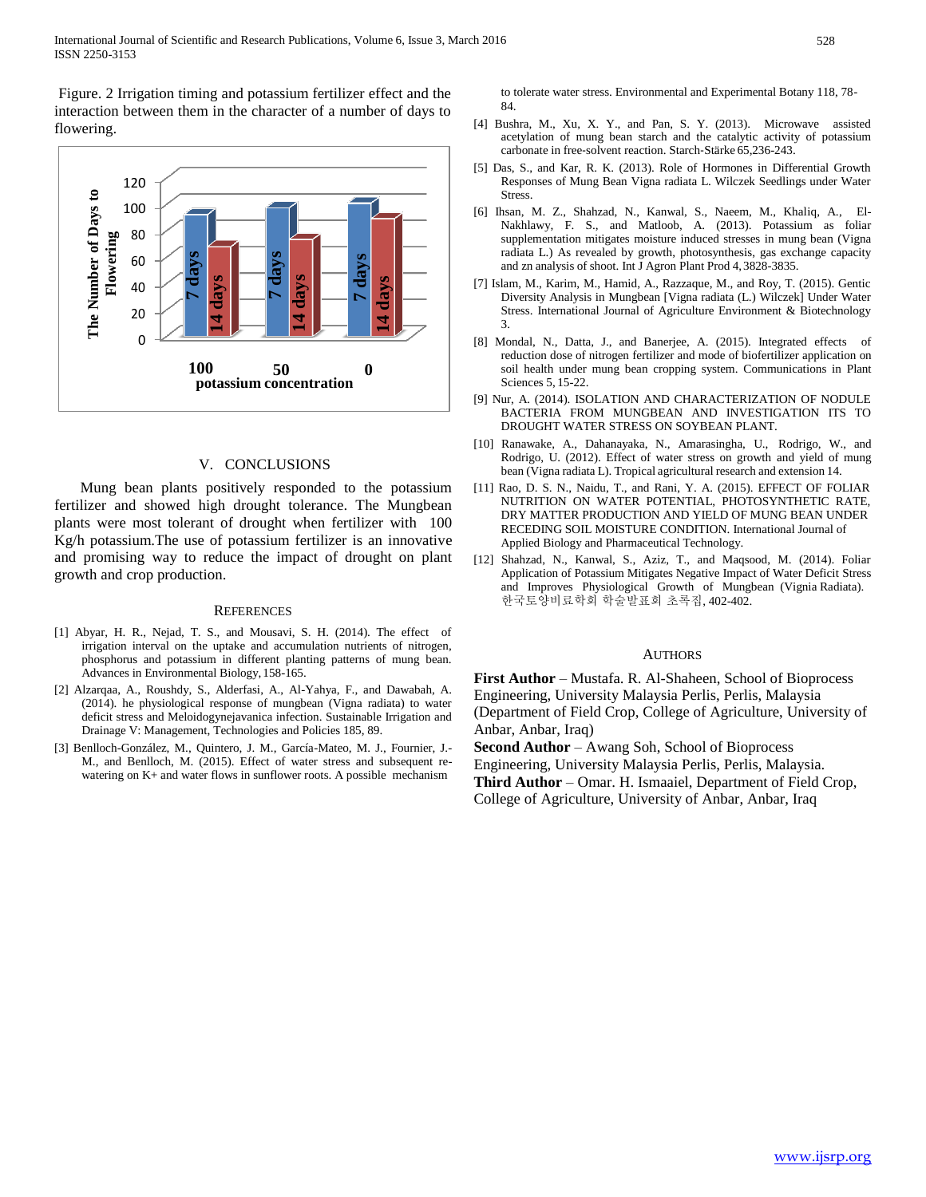Figure. 2 Irrigation timing and potassium fertilizer effect and the interaction between them in the character of a number of days to flowering.

The Number of Days to Flowering

120
100
80
60
40
20
0

7 days
14 days
7 days
14 days
7 days
14 days

100
50
0

potassium concentration

## V. CONCLUSIONS

Mung bean plants positively responded to the potassium fertilizer and showed high drought tolerance. The Mungbean plants were most tolerant of drought when fertilizer with 100 Kg/h potassium.The use of potassium fertilizer is an innovative and promising way to reduce the impact of drought on plant growth and crop production.

## REFERENCES

[1] Abyar, H. R., Nejad, T. S., and Mousavi, S. H. (2014). The effect of irrigation interval on the uptake and accumulation nutrients of nitrogen, phosphorus and potassium in different planting patterns of mung bean. Advances in Environmental Biology, 158-165.

[2] Alzarqaa, A., Roushdy, S., Alderfasi, A., Al-Yahya, F., and Dawabah, A. (2014). he physiological response of mungbean (Vigna radiata) to water deficit stress and Meloidogynejavanica infection. Sustainable Irrigation and Drainage V: Management, Technologies and Policies 185, 89.

[3] Benlloch-González, M., Quintero, J. M., García-Mateo, M. J., Fournier, J.-M., and Benlloch, M. (2015). Effect of water stress and subsequent re-watering on K+ and water flows in sunflower roots. A possible mechanism to tolerate water stress. Environmental and Experimental Botany 118, 78-84.

[4] Bushra, M., Xu, X. Y., and Pan, S. Y. (2013). Microwave assisted acetylation of mung bean starch and the catalytic activity of potassium carbonate in free-solvent reaction. Starch‐Stärke 65,236-243.

[5] Das, S., and Kar, R. K. (2013). Role of Hormones in Differential Growth Responses of Mung Bean Vigna radiata L. Wilczek Seedlings under Water Stress.

[6] Ihsan, M. Z., Shahzad, N., Kanwal, S., Naeem, M., Khaliq, A., El-Nakhlawy, F. S., and Matloob, A. (2013). Potassium as foliar supplementation mitigates moisture induced stresses in mung bean (Vigna radiata L.) As revealed by growth, photosynthesis, gas exchange capacity and zn analysis of shoot. Int J Agron Plant Prod 4, 3828-3835.

[7] Islam, M., Karim, M., Hamid, A., Razzaque, M., and Roy, T. (2015). Gentic Diversity Analysis in Mungbean [Vigna radiata (L.) Wilczek] Under Water Stress. International Journal of Agriculture Environment & Biotechnology 3.

[8] Mondal, N., Datta, J., and Banerjee, A. (2015). Integrated effects of reduction dose of nitrogen fertilizer and mode of biofertilizer application on soil health under mung bean cropping system. Communications in Plant Sciences 5, 15-22.

[9] Nur, A. (2014). ISOLATION AND CHARACTERIZATION OF NODULE BACTERIA FROM MUNGBEAN AND INVESTIGATION ITS TO DROUGHT WATER STRESS ON SOYBEAN PLANT.

[10] Ranawake, A., Dahanayaka, N., Amarasingha, U., Rodrigo, W., and Rodrigo, U. (2012). Effect of water stress on growth and yield of mung bean (Vigna radiata L). Tropical agricultural research and extension 14.

[11] Rao, D. S. N., Naidu, T., and Rani, Y. A. (2015). EFFECT OF FOLIAR NUTRITION ON WATER POTENTIAL, PHOTOSYNTHETIC RATE, DRY MATTER PRODUCTION AND YIELD OF MUNG BEAN UNDER RECEDING SOIL MOISTURE CONDITION. International Journal of Applied Biology and Pharmaceutical Technology.

[12] Shahzad, N., Kanwal, S., Aziz, T., and Maqsood, M. (2014). Foliar Application of Potassium Mitigates Negative Impact of Water Deficit Stress and Improves Physiological Growth of Mungbean (Vignia Radiata). 한국토양비료학회 학술발표회 초록집, 402-402.

## AUTHORS

**First Author** – Mustafa. R. Al-Shaheen, School of Bioprocess Engineering, University Malaysia Perlis, Perlis, Malaysia (Department of Field Crop, College of Agriculture, University of Anbar, Anbar, Iraq)

**Second Author** – Awang Soh, School of Bioprocess Engineering, University Malaysia Perlis, Perlis, Malaysia.

**Third Author** – Omar. H. Ismaaiel, Department of Field Crop, College of Agriculture, University of Anbar, Anbar, Iraq